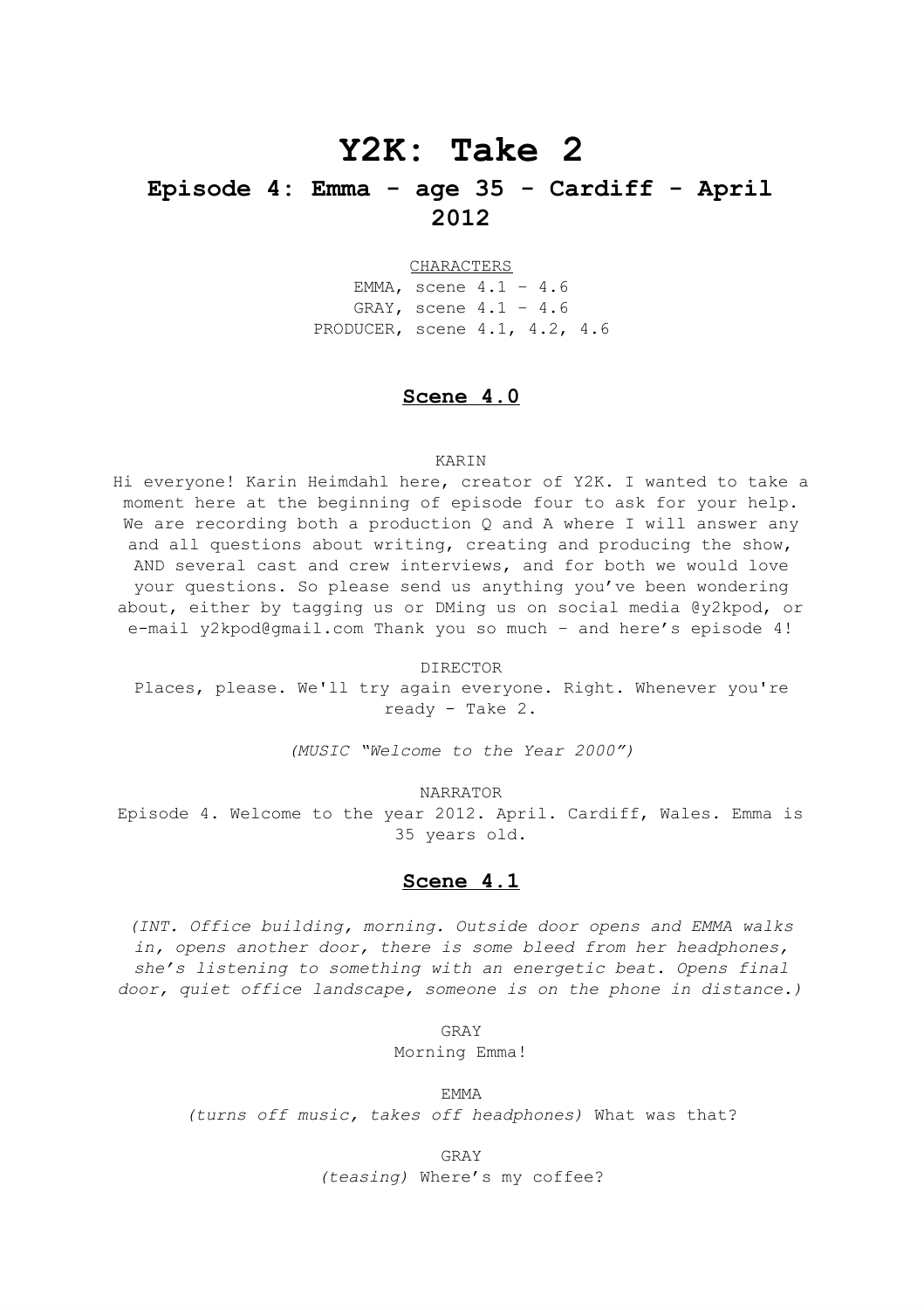# Y2K: Take 2

## Episode 4: Emma - age 35 - Cardiff - April 2012

CHARACTERS

EMMA, scene 4.1 – 4.6
GRAY, scene 4.1 – 4.6
PRODUCER, scene 4.1, 4.2, 4.6

### Scene 4.0

KARIN

Hi everyone! Karin Heimdahl here, creator of Y2K. I wanted to take a moment here at the beginning of episode four to ask for your help. We are recording both a production Q and A where I will answer any and all questions about writing, creating and producing the show, AND several cast and crew interviews, and for both we would love your questions. So please send us anything you've been wondering about, either by tagging us or DMing us on social media @y2kpod, or e-mail y2kpod@gmail.com Thank you so much – and here's episode 4!

DIRECTOR

Places, please. We'll try again everyone. Right. Whenever you're ready - Take 2.

*(MUSIC "Welcome to the Year 2000")*

NARRATOR

Episode 4. Welcome to the year 2012. April. Cardiff, Wales. Emma is 35 years old.

### Scene 4.1

*(INT. Office building, morning. Outside door opens and EMMA walks in, opens another door, there is some bleed from her headphones, she's listening to something with an energetic beat. Opens final door, quiet office landscape, someone is on the phone in distance.)*

GRAY

Morning Emma!

EMMA

*(turns off music, takes off headphones)* What was that?

GRAY

*(teasing)* Where's my coffee?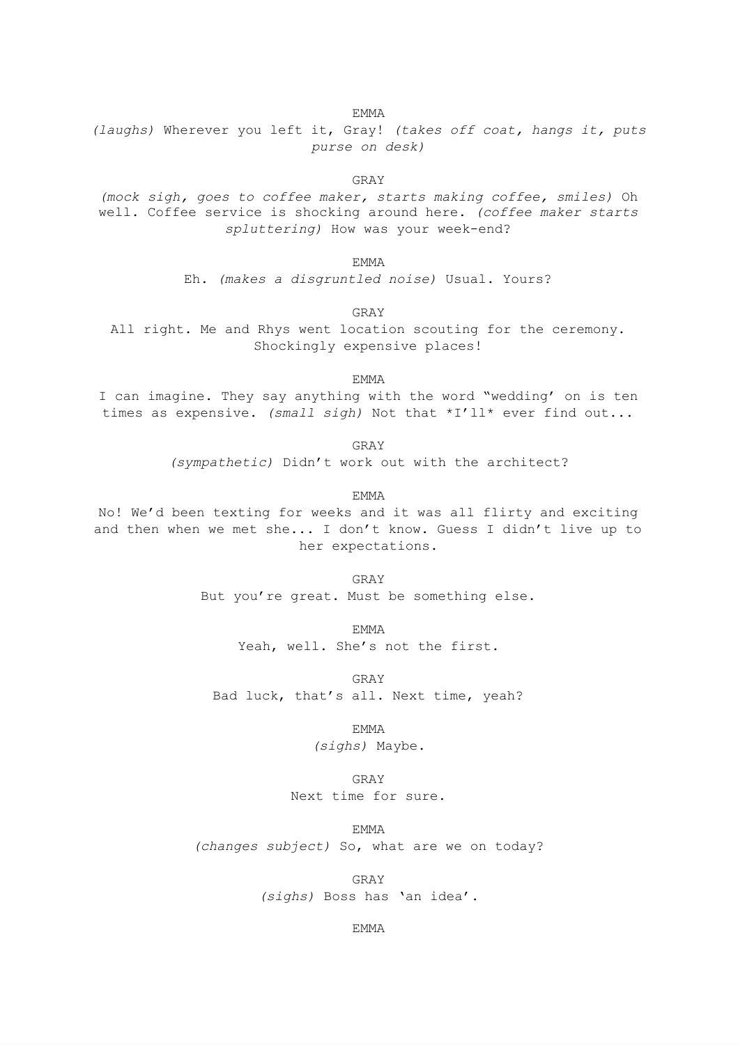EMMA

*(laughs)* Wherever you left it, Gray! *(takes off coat, hangs it, puts purse on desk)*

GRAY

*(mock sigh, goes to coffee maker, starts making coffee, smiles)* Oh well. Coffee service is shocking around here. *(coffee maker starts spluttering)* How was your week-end?

EMMA

Eh. *(makes a disgruntled noise)* Usual. Yours?

GRAY

All right. Me and Rhys went location scouting for the ceremony. Shockingly expensive places!

EMMA

I can imagine. They say anything with the word "wedding' on is ten times as expensive. *(small sigh)* Not that *I'll* ever find out...

GRAY

*(sympathetic)* Didn't work out with the architect?

EMMA

No! We'd been texting for weeks and it was all flirty and exciting and then when we met she... I don't know. Guess I didn't live up to her expectations.

GRAY

But you're great. Must be something else.

EMMA

Yeah, well. She's not the first.

GRAY

Bad luck, that's all. Next time, yeah?

EMMA

*(sighs)* Maybe.

GRAY

Next time for sure.

EMMA

*(changes subject)* So, what are we on today?

GRAY

*(sighs)* Boss has 'an idea'.

EMMA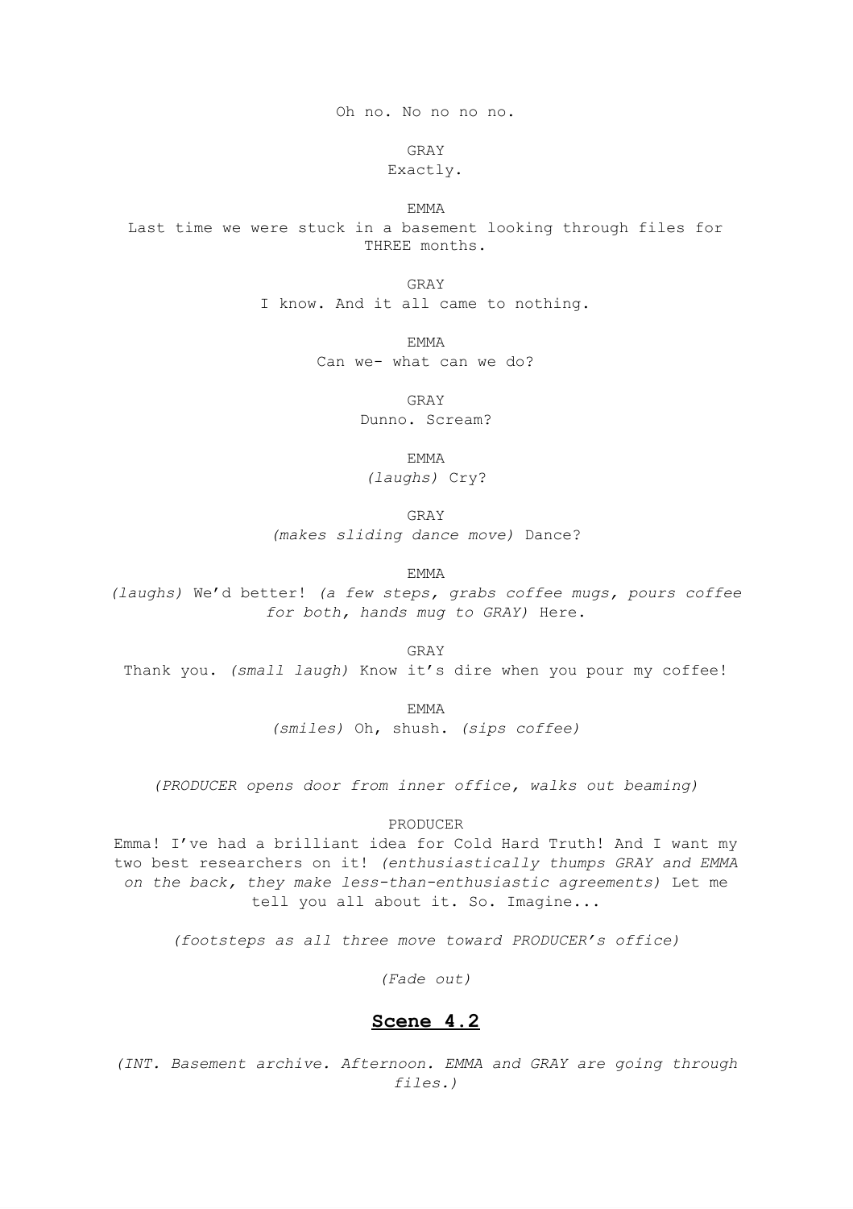Oh no. No no no no.

GRAY

Exactly.

EMMA

Last time we were stuck in a basement looking through files for THREE months.

GRAY

I know. And it all came to nothing.

EMMA

Can we- what can we do?

GRAY

Dunno. Scream?

EMMA

*(laughs)* Cry?

GRAY

*(makes sliding dance move)* Dance?

EMMA

*(laughs)* We'd better! *(a few steps, grabs coffee mugs, pours coffee for both, hands mug to GRAY)* Here.

GRAY

Thank you. *(small laugh)* Know it's dire when you pour my coffee!

EMMA

*(smiles)* Oh, shush. *(sips coffee)*

*(PRODUCER opens door from inner office, walks out beaming)*

PRODUCER

Emma! I've had a brilliant idea for Cold Hard Truth! And I want my two best researchers on it! *(enthusiastically thumps GRAY and EMMA on the back, they make less-than-enthusiastic agreements)* Let me tell you all about it. So. Imagine...

*(footsteps as all three move toward PRODUCER's office)*

*(Fade out)*

## **Scene 4.2**

*(INT. Basement archive. Afternoon. EMMA and GRAY are going through files.)*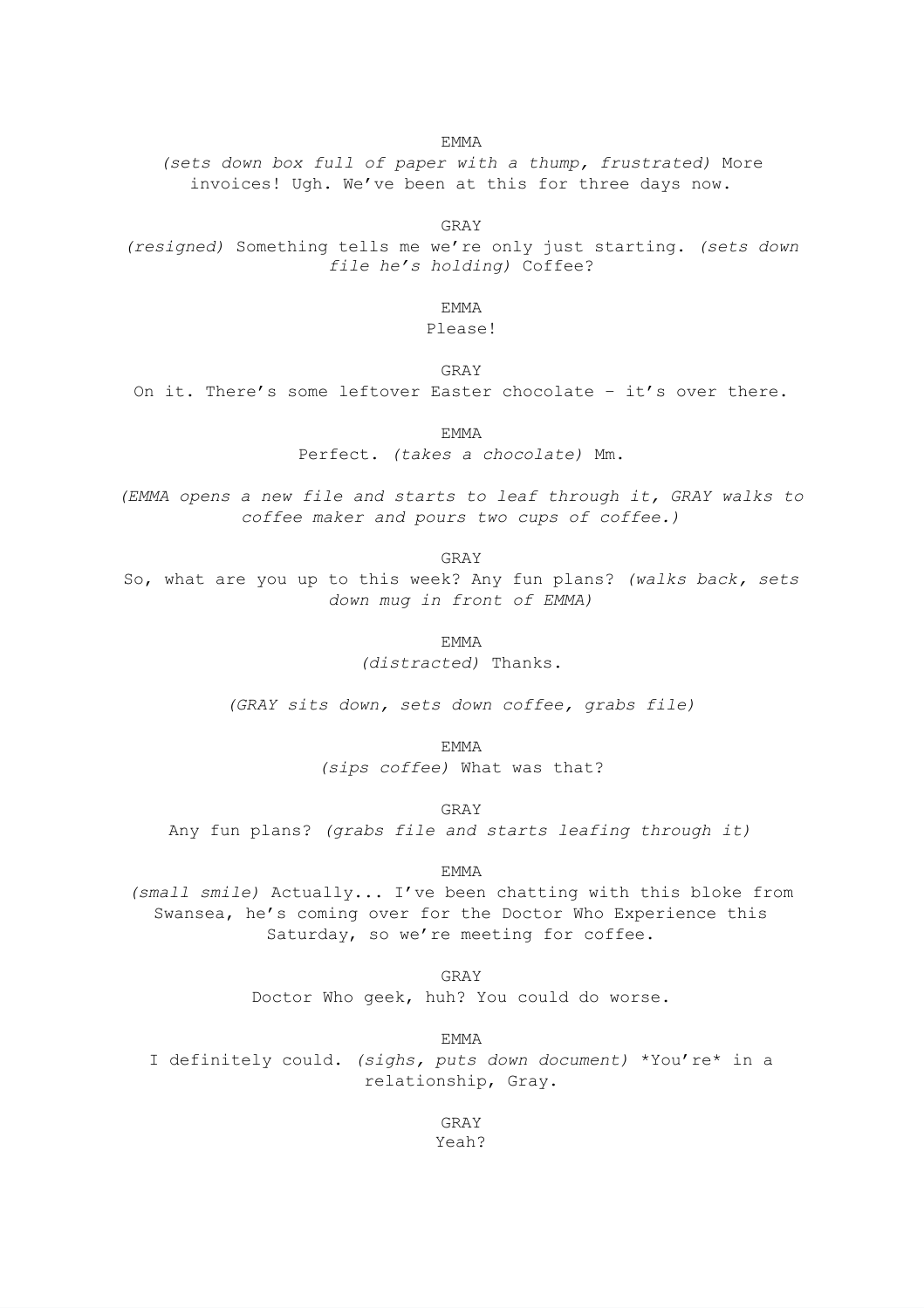EMMA

*(sets down box full of paper with a thump, frustrated)* More invoices! Ugh. We've been at this for three days now.

GRAY

*(resigned)* Something tells me we're only just starting. *(sets down file he's holding)* Coffee?

EMMA

Please!

GRAY

On it. There's some leftover Easter chocolate – it's over there.

EMMA

Perfect. *(takes a chocolate)* Mm.

*(EMMA opens a new file and starts to leaf through it, GRAY walks to coffee maker and pours two cups of coffee.)*

GRAY

So, what are you up to this week? Any fun plans? *(walks back, sets down mug in front of EMMA)*

EMMA

*(distracted)* Thanks.

*(GRAY sits down, sets down coffee, grabs file)*

EMMA

*(sips coffee)* What was that?

GRAY

Any fun plans? *(grabs file and starts leafing through it)*

EMMA

*(small smile)* Actually... I've been chatting with this bloke from Swansea, he's coming over for the Doctor Who Experience this Saturday, so we're meeting for coffee.

GRAY

Doctor Who geek, huh? You could do worse.

EMMA

I definitely could. *(sighs, puts down document)* *You're* in a relationship, Gray.

GRAY

Yeah?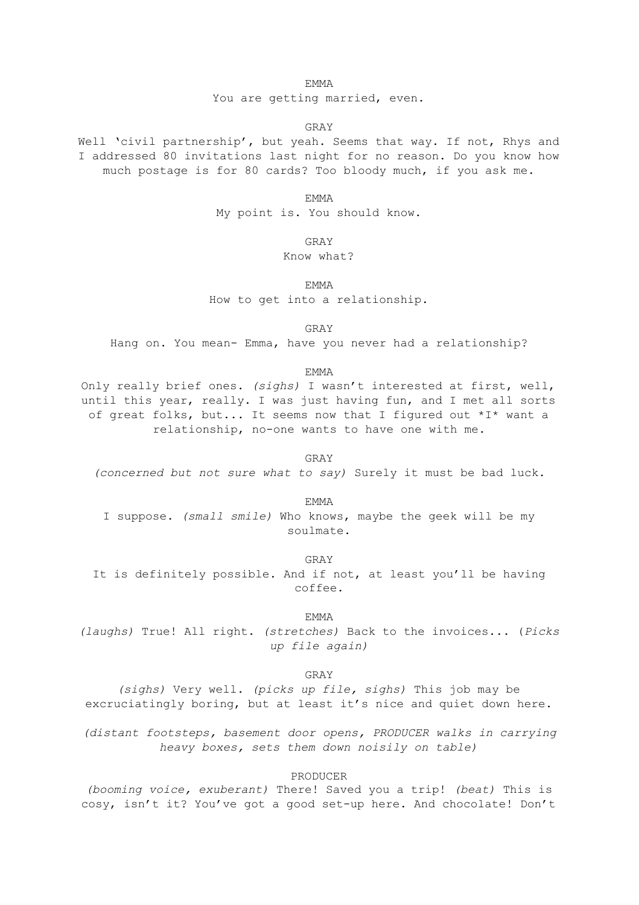EMMA

You are getting married, even.

GRAY

Well 'civil partnership', but yeah. Seems that way. If not, Rhys and I addressed 80 invitations last night for no reason. Do you know how much postage is for 80 cards? Too bloody much, if you ask me.

EMMA

My point is. You should know.

GRAY

Know what?

EMMA

How to get into a relationship.

GRAY

Hang on. You mean- Emma, have you never had a relationship?

EMMA

Only really brief ones. *(sighs)* I wasn't interested at first, well, until this year, really. I was just having fun, and I met all sorts of great folks, but... It seems now that I figured out *I* want a relationship, no-one wants to have one with me.

GRAY

*(concerned but not sure what to say)* Surely it must be bad luck.

EMMA

I suppose. *(small smile)* Who knows, maybe the geek will be my soulmate.

GRAY

It is definitely possible. And if not, at least you'll be having coffee.

EMMA

*(laughs)* True! All right. *(stretches)* Back to the invoices... (*Picks up file again)*

GRAY

*(sighs)* Very well. *(picks up file, sighs)* This job may be excruciatingly boring, but at least it's nice and quiet down here.

*(distant footsteps, basement door opens, PRODUCER walks in carrying heavy boxes, sets them down noisily on table)*

PRODUCER

*(booming voice, exuberant)* There! Saved you a trip! *(beat)* This is cosy, isn't it? You've got a good set-up here. And chocolate! Don't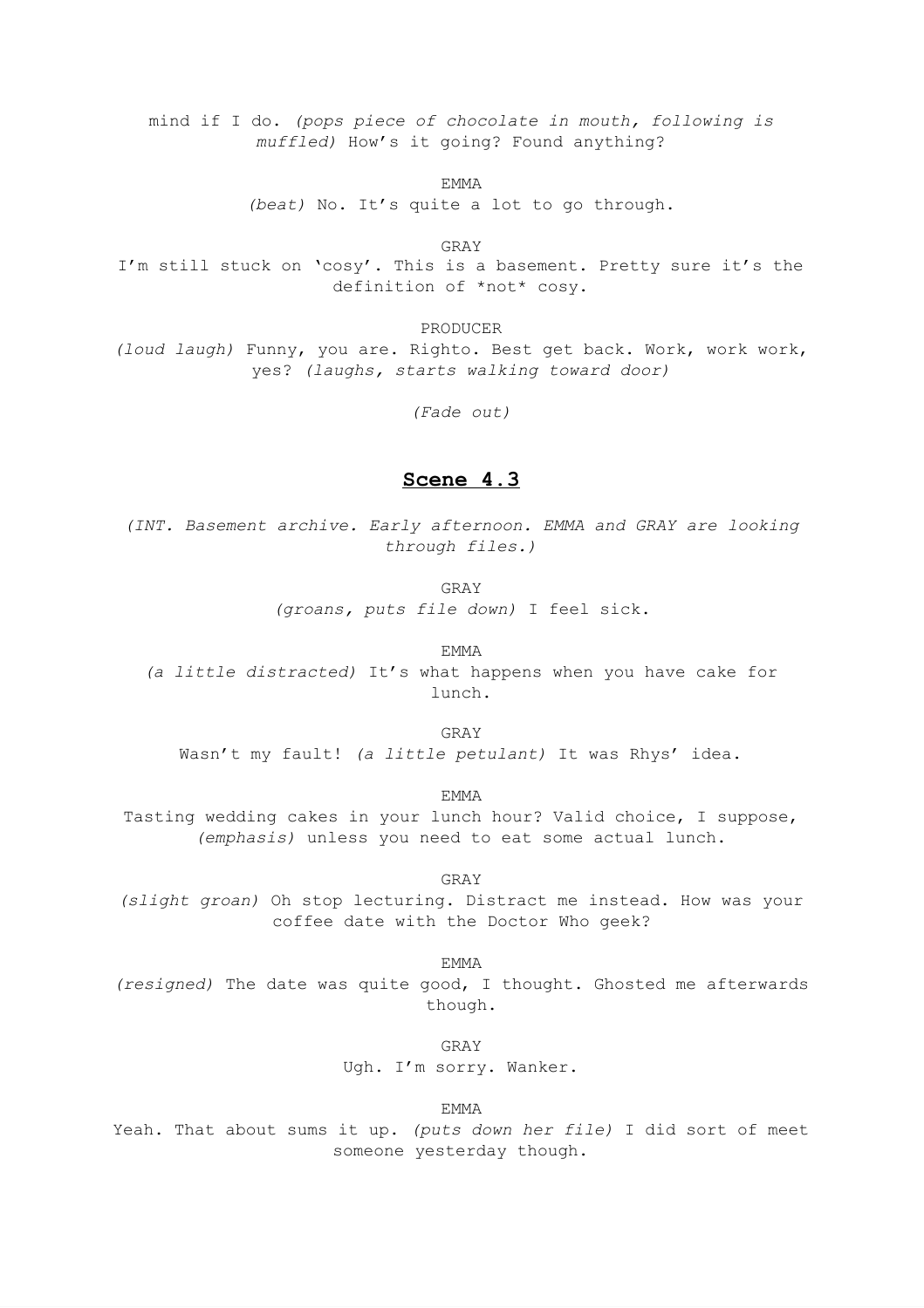mind if I do. *(pops piece of chocolate in mouth, following is muffled)* How's it going? Found anything?

EMMA

*(beat)* No. It's quite a lot to go through.

GRAY

I'm still stuck on 'cosy'. This is a basement. Pretty sure it's the definition of *not* cosy.

PRODUCER

*(loud laugh)* Funny, you are. Righto. Best get back. Work, work work, yes? *(laughs, starts walking toward door)*

*(Fade out)*

## Scene 4.3

*(INT. Basement archive. Early afternoon. EMMA and GRAY are looking through files.)*

GRAY

*(groans, puts file down)* I feel sick.

EMMA

*(a little distracted)* It's what happens when you have cake for lunch.

GRAY

Wasn't my fault! *(a little petulant)* It was Rhys' idea.

EMMA

Tasting wedding cakes in your lunch hour? Valid choice, I suppose, *(emphasis)* unless you need to eat some actual lunch.

GRAY

*(slight groan)* Oh stop lecturing. Distract me instead. How was your coffee date with the Doctor Who geek?

EMMA

*(resigned)* The date was quite good, I thought. Ghosted me afterwards though.

GRAY

Ugh. I'm sorry. Wanker.

EMMA

Yeah. That about sums it up. *(puts down her file)* I did sort of meet someone yesterday though.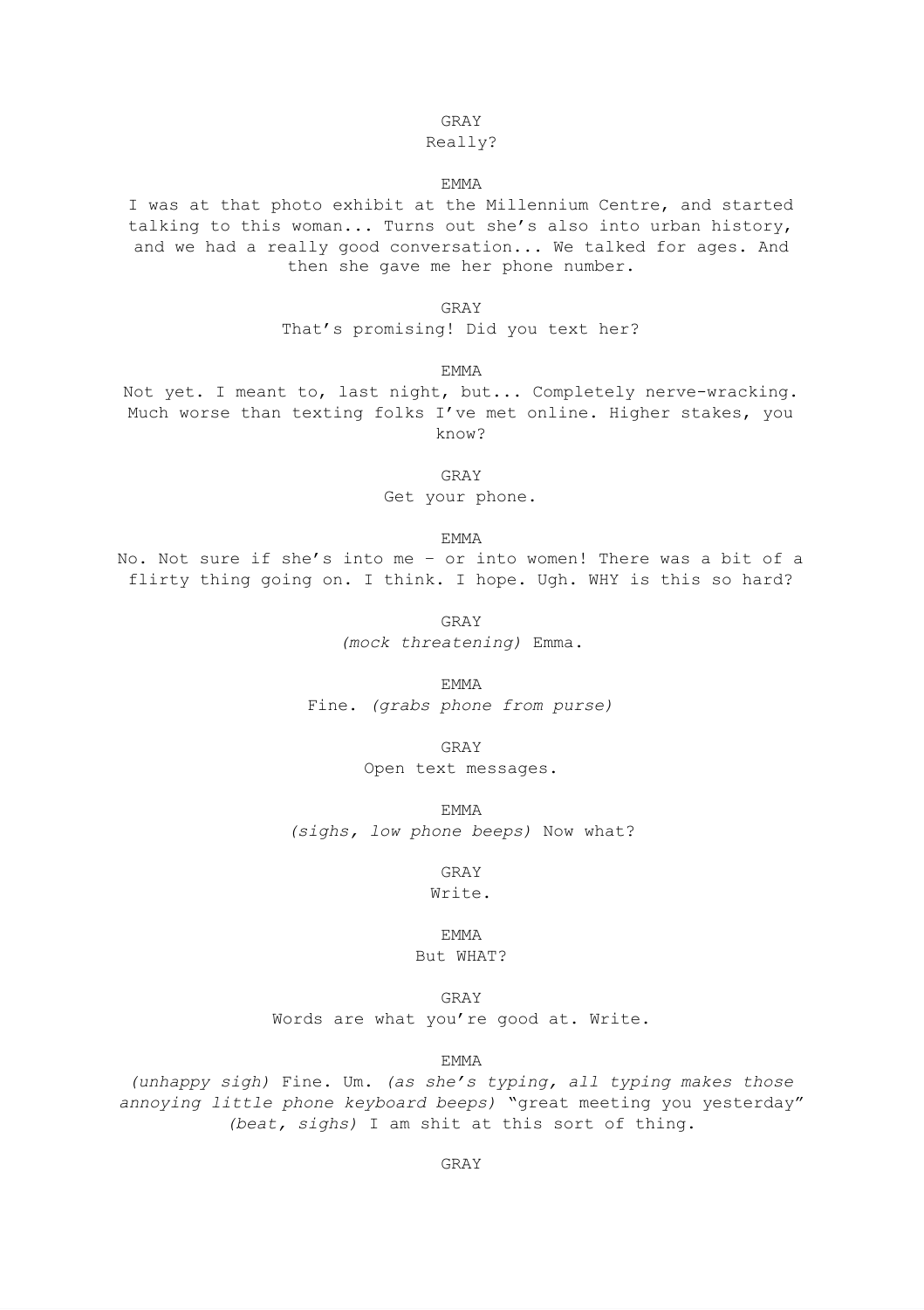GRAY

Really?

EMMA

I was at that photo exhibit at the Millennium Centre, and started talking to this woman... Turns out she's also into urban history, and we had a really good conversation... We talked for ages. And then she gave me her phone number.

GRAY

That's promising! Did you text her?

EMMA

Not yet. I meant to, last night, but... Completely nerve-wracking. Much worse than texting folks I've met online. Higher stakes, you know?

GRAY

Get your phone.

EMMA

No. Not sure if she's into me - or into women! There was a bit of a flirty thing going on. I think. I hope. Ugh. WHY is this so hard?

GRAY

*(mock threatening)* Emma.

EMMA

Fine. *(grabs phone from purse)*

GRAY

Open text messages.

EMMA

*(sighs, low phone beeps)* Now what?

GRAY

Write.

EMMA

But WHAT?

GRAY

Words are what you're good at. Write.

EMMA

*(unhappy sigh)* Fine. Um. *(as she's typing, all typing makes those annoying little phone keyboard beeps)* "great meeting you yesterday" *(beat, sighs)* I am shit at this sort of thing.

GRAY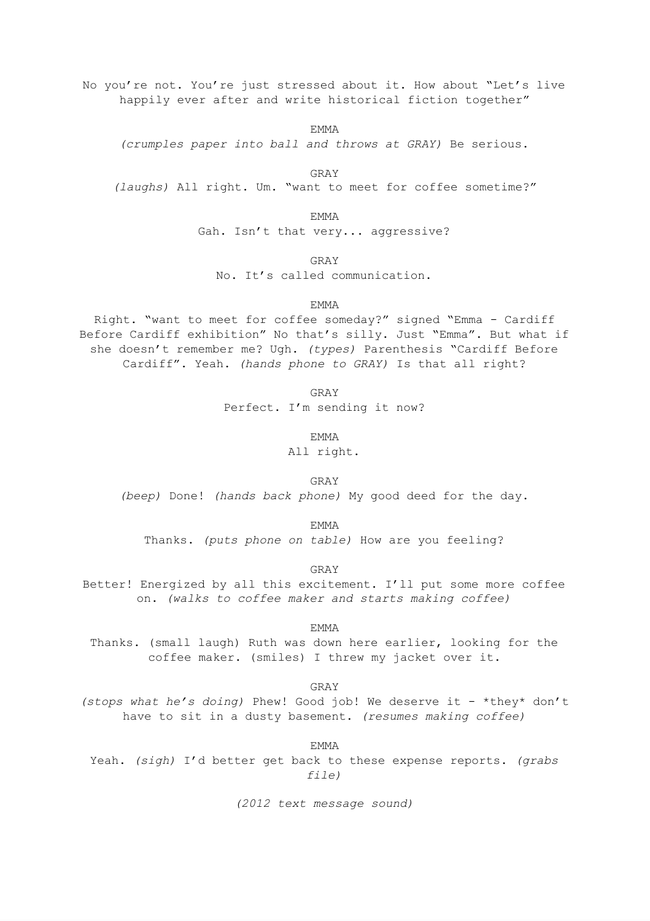No you're not. You're just stressed about it. How about "Let's live happily ever after and write historical fiction together"

EMMA

*(crumples paper into ball and throws at GRAY)* Be serious.

GRAY

*(laughs)* All right. Um. "want to meet for coffee sometime?"

EMMA

Gah. Isn't that very... aggressive?

GRAY

No. It's called communication.

EMMA

Right. "want to meet for coffee someday?" signed "Emma - Cardiff Before Cardiff exhibition" No that's silly. Just "Emma". But what if she doesn't remember me? Ugh. *(types)* Parenthesis "Cardiff Before Cardiff". Yeah. *(hands phone to GRAY)* Is that all right?

GRAY

Perfect. I'm sending it now?

EMMA

All right.

GRAY

*(beep)* Done! *(hands back phone)* My good deed for the day.

EMMA

Thanks. *(puts phone on table)* How are you feeling?

GRAY

Better! Energized by all this excitement. I'll put some more coffee on. *(walks to coffee maker and starts making coffee)*

EMMA

Thanks. (small laugh) Ruth was down here earlier, looking for the coffee maker. (smiles) I threw my jacket over it.

GRAY

*(stops what he's doing)* Phew! Good job! We deserve it - *they* don't have to sit in a dusty basement. *(resumes making coffee)*

EMMA

Yeah. *(sigh)* I'd better get back to these expense reports. *(grabs file)*

*(2012 text message sound)*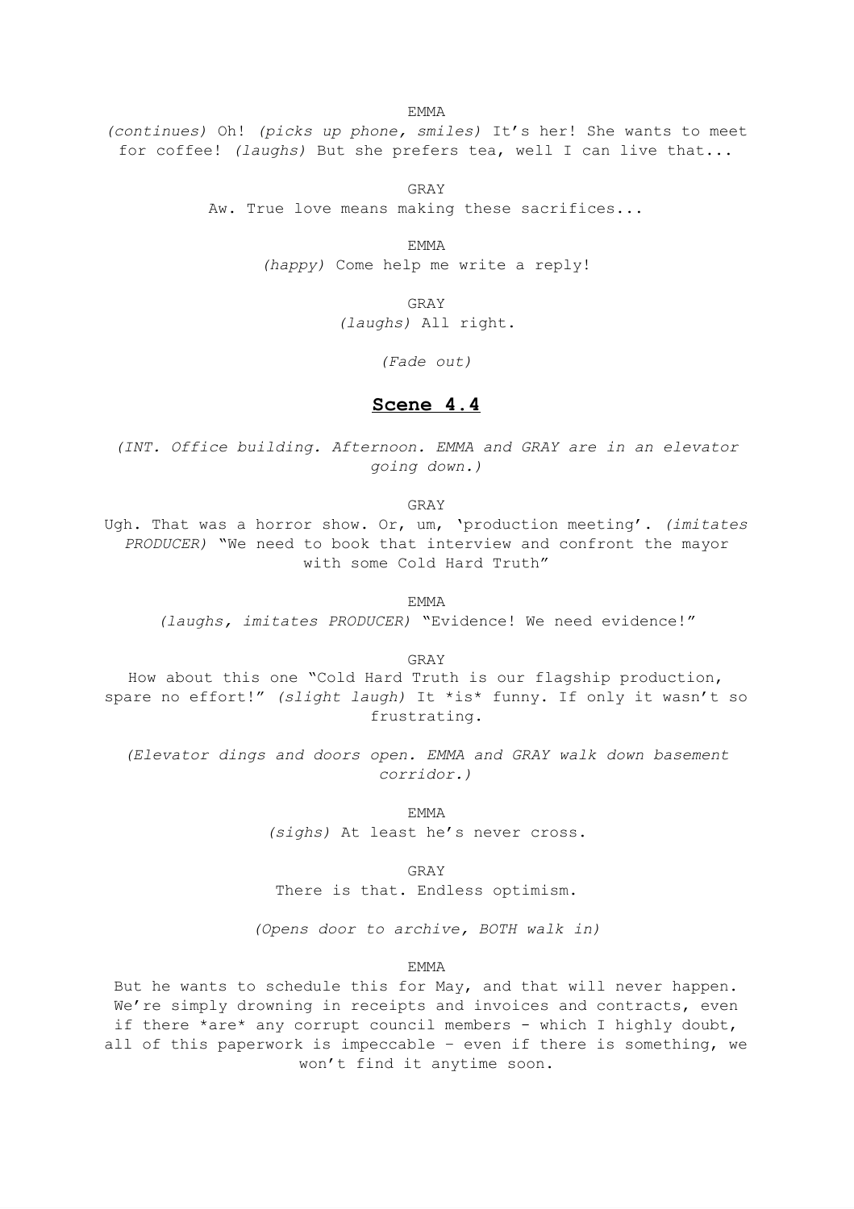EMMA

*(continues)* Oh! *(picks up phone, smiles)* It's her! She wants to meet for coffee! *(laughs)* But she prefers tea, well I can live that...

GRAY

Aw. True love means making these sacrifices...

EMMA

*(happy)* Come help me write a reply!

GRAY

*(laughs)* All right.

*(Fade out)*

## Scene 4.4

*(INT. Office building. Afternoon. EMMA and GRAY are in an elevator going down.)*

GRAY

Ugh. That was a horror show. Or, um, 'production meeting'. *(imitates PRODUCER)* "We need to book that interview and confront the mayor with some Cold Hard Truth"

EMMA

*(laughs, imitates PRODUCER)* "Evidence! We need evidence!"

GRAY

How about this one "Cold Hard Truth is our flagship production, spare no effort!" *(slight laugh)* It *is* funny. If only it wasn't so frustrating.

*(Elevator dings and doors open. EMMA and GRAY walk down basement corridor.)*

EMMA

*(sighs)* At least he's never cross.

GRAY

There is that. Endless optimism.

*(Opens door to archive, BOTH walk in)*

EMMA

But he wants to schedule this for May, and that will never happen. We're simply drowning in receipts and invoices and contracts, even if there *are* any corrupt council members - which I highly doubt, all of this paperwork is impeccable – even if there is something, we won't find it anytime soon.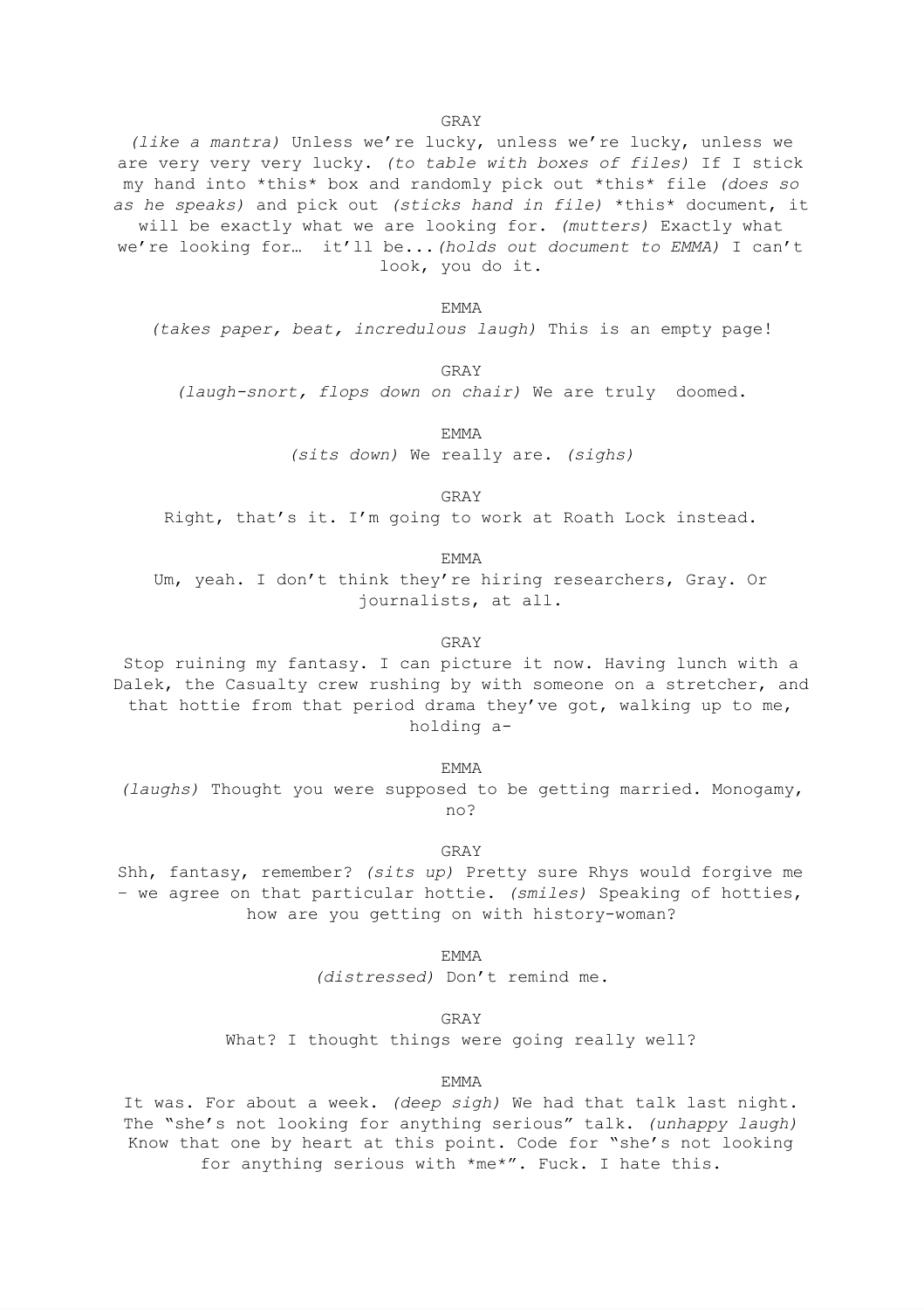GRAY

*(like a mantra)* Unless we're lucky, unless we're lucky, unless we are very very very lucky. *(to table with boxes of files)* If I stick my hand into *this* box and randomly pick out *this* file *(does so as he speaks)* and pick out *(sticks hand in file)* *this* document, it will be exactly what we are looking for. *(mutters)* Exactly what we're looking for… it'll be...*(holds out document to EMMA)* I can't look, you do it.

EMMA

*(takes paper, beat, incredulous laugh)* This is an empty page!

GRAY

*(laugh-snort, flops down on chair)* We are truly doomed.

EMMA

*(sits down)* We really are. *(sighs)*

GRAY

Right, that's it. I'm going to work at Roath Lock instead.

EMMA

Um, yeah. I don't think they're hiring researchers, Gray. Or journalists, at all.

GRAY

Stop ruining my fantasy. I can picture it now. Having lunch with a Dalek, the Casualty crew rushing by with someone on a stretcher, and that hottie from that period drama they've got, walking up to me, holding a-

EMMA

*(laughs)* Thought you were supposed to be getting married. Monogamy, no?

GRAY

Shh, fantasy, remember? *(sits up)* Pretty sure Rhys would forgive me – we agree on that particular hottie. *(smiles)* Speaking of hotties, how are you getting on with history-woman?

EMMA

*(distressed)* Don't remind me.

GRAY

What? I thought things were going really well?

EMMA

It was. For about a week. *(deep sigh)* We had that talk last night. The "she's not looking for anything serious" talk. *(unhappy laugh)* Know that one by heart at this point. Code for "she's not looking for anything serious with *me*". Fuck. I hate this.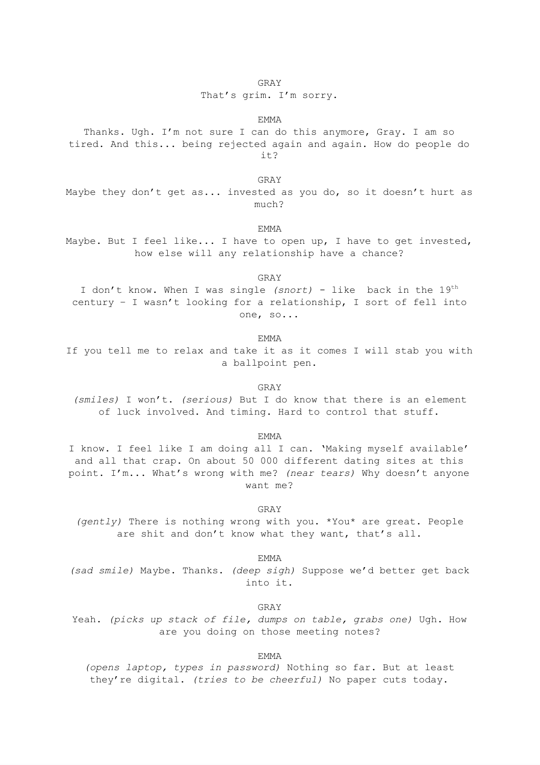GRAY

That's grim. I'm sorry.

EMMA

Thanks. Ugh. I'm not sure I can do this anymore, Gray. I am so tired. And this... being rejected again and again. How do people do it?

GRAY

Maybe they don't get as... invested as you do, so it doesn't hurt as much?

EMMA

Maybe. But I feel like... I have to open up, I have to get invested, how else will any relationship have a chance?

GRAY

I don't know. When I was single *(snort)* - like back in the 19th century - I wasn't looking for a relationship, I sort of fell into one, so...

EMMA

If you tell me to relax and take it as it comes I will stab you with a ballpoint pen.

GRAY

*(smiles)* I won't. *(serious)* But I do know that there is an element of luck involved. And timing. Hard to control that stuff.

EMMA

I know. I feel like I am doing all I can. 'Making myself available' and all that crap. On about 50 000 different dating sites at this point. I'm... What's wrong with me? *(near tears)* Why doesn't anyone want me?

GRAY

*(gently)* There is nothing wrong with you. *You* are great. People are shit and don't know what they want, that's all.

EMMA

*(sad smile)* Maybe. Thanks. *(deep sigh)* Suppose we'd better get back into it.

GRAY

Yeah. *(picks up stack of file, dumps on table, grabs one)* Ugh. How are you doing on those meeting notes?

EMMA

*(opens laptop, types in password)* Nothing so far. But at least they're digital. *(tries to be cheerful)* No paper cuts today.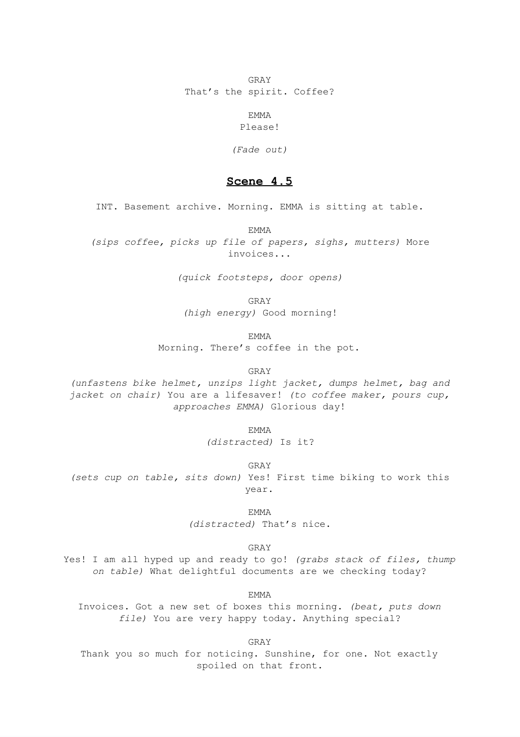GRAY

That's the spirit. Coffee?

EMMA

Please!

*(Fade out)*

## Scene 4.5

INT. Basement archive. Morning. EMMA is sitting at table.

EMMA

*(sips coffee, picks up file of papers, sighs, mutters)* More invoices...

*(quick footsteps, door opens)*

GRAY

*(high energy)* Good morning!

EMMA

Morning. There's coffee in the pot.

GRAY

*(unfastens bike helmet, unzips light jacket, dumps helmet, bag and jacket on chair)* You are a lifesaver! *(to coffee maker, pours cup, approaches EMMA)* Glorious day!

EMMA

*(distracted)* Is it?

GRAY

*(sets cup on table, sits down)* Yes! First time biking to work this year.

EMMA

*(distracted)* That's nice.

GRAY

Yes! I am all hyped up and ready to go! *(grabs stack of files, thump on table)* What delightful documents are we checking today?

EMMA

Invoices. Got a new set of boxes this morning. *(beat, puts down file)* You are very happy today. Anything special?

GRAY

Thank you so much for noticing. Sunshine, for one. Not exactly spoiled on that front.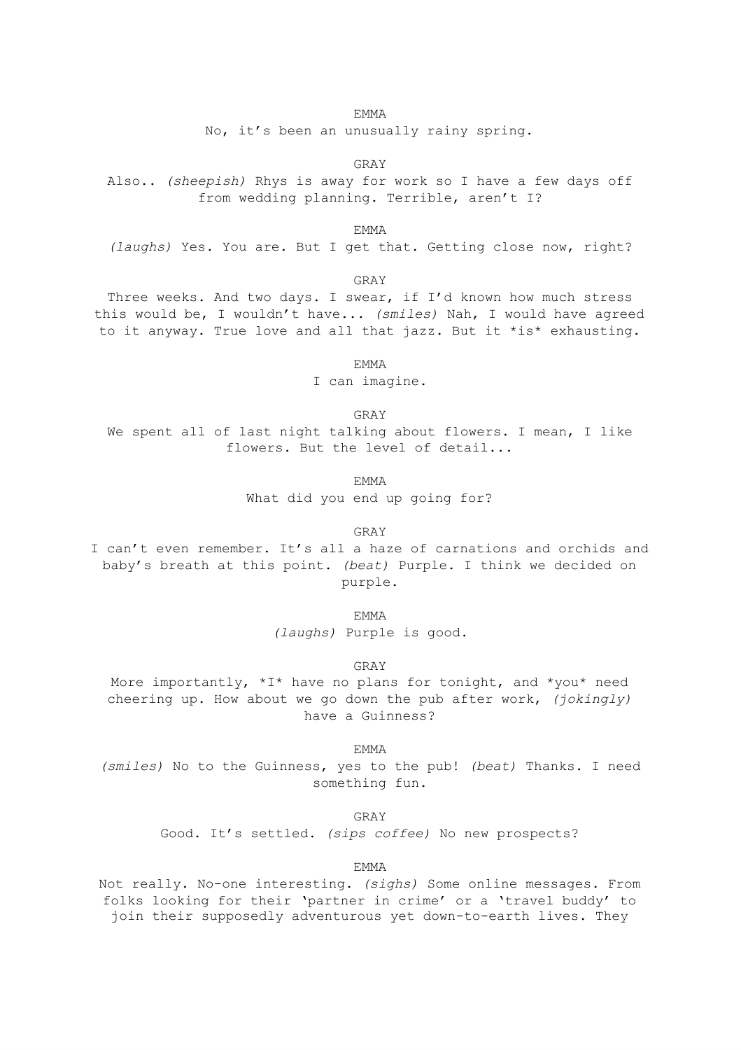EMMA

No, it's been an unusually rainy spring.

GRAY

Also.. *(sheepish)* Rhys is away for work so I have a few days off from wedding planning. Terrible, aren't I?

EMMA

*(laughs)* Yes. You are. But I get that. Getting close now, right?

GRAY

Three weeks. And two days. I swear, if I'd known how much stress this would be, I wouldn't have... *(smiles)* Nah, I would have agreed to it anyway. True love and all that jazz. But it *is* exhausting.

EMMA

I can imagine.

GRAY

We spent all of last night talking about flowers. I mean, I like flowers. But the level of detail...

EMMA

What did you end up going for?

GRAY

I can't even remember. It's all a haze of carnations and orchids and baby's breath at this point. *(beat)* Purple. I think we decided on purple.

EMMA

*(laughs)* Purple is good.

GRAY

More importantly, *I* have no plans for tonight, and *you* need cheering up. How about we go down the pub after work, *(jokingly)* have a Guinness?

EMMA

*(smiles)* No to the Guinness, yes to the pub! *(beat)* Thanks. I need something fun.

GRAY

Good. It's settled. *(sips coffee)* No new prospects?

EMMA

Not really. No-one interesting. *(sighs)* Some online messages. From folks looking for their 'partner in crime' or a 'travel buddy' to join their supposedly adventurous yet down-to-earth lives. They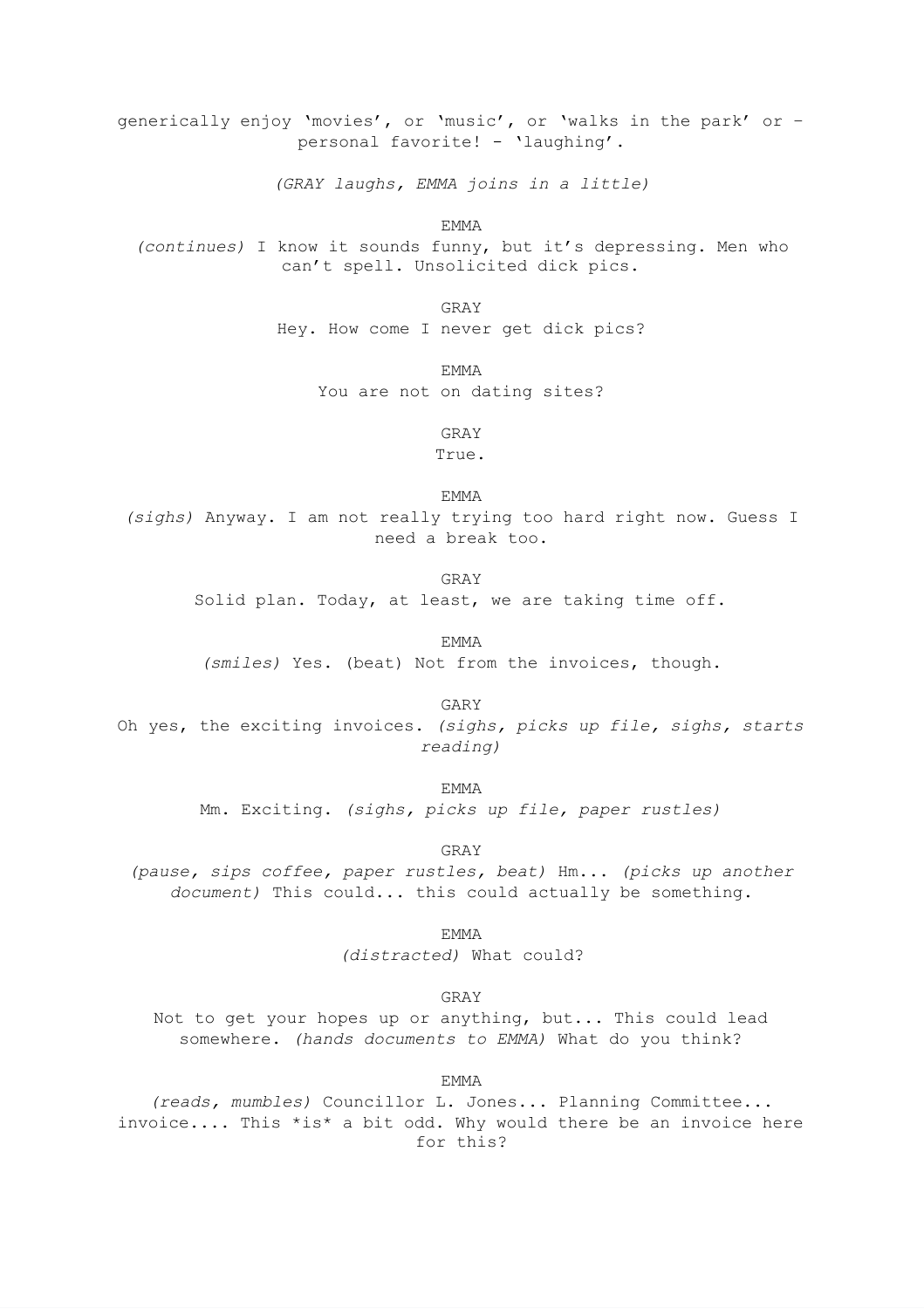generically enjoy 'movies', or 'music', or 'walks in the park' or - personal favorite! - 'laughing'.

*(GRAY laughs, EMMA joins in a little)*

EMMA

*(continues)* I know it sounds funny, but it's depressing. Men who can't spell. Unsolicited dick pics.

GRAY

Hey. How come I never get dick pics?

EMMA

You are not on dating sites?

GRAY

True.

EMMA

*(sighs)* Anyway. I am not really trying too hard right now. Guess I need a break too.

GRAY

Solid plan. Today, at least, we are taking time off.

EMMA

*(smiles)* Yes. (beat) Not from the invoices, though.

GARY

Oh yes, the exciting invoices. *(sighs, picks up file, sighs, starts reading)*

EMMA

Mm. Exciting. *(sighs, picks up file, paper rustles)*

GRAY

*(pause, sips coffee, paper rustles, beat)* Hm... *(picks up another document)* This could... this could actually be something.

EMMA

*(distracted)* What could?

GRAY

Not to get your hopes up or anything, but... This could lead somewhere. *(hands documents to EMMA)* What do you think?

EMMA

*(reads, mumbles)* Councillor L. Jones... Planning Committee... invoice.... This *is* a bit odd. Why would there be an invoice here for this?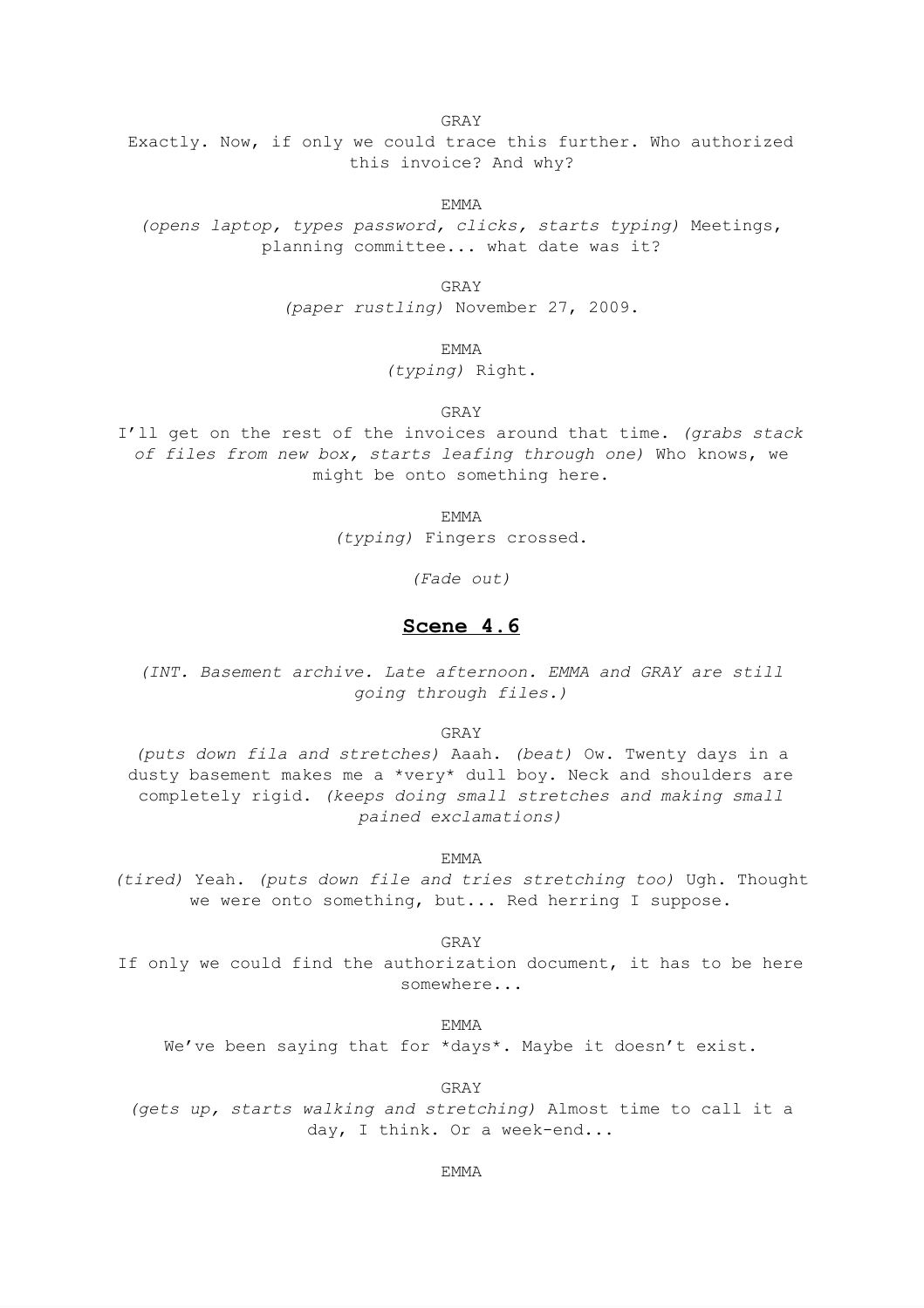GRAY

Exactly. Now, if only we could trace this further. Who authorized this invoice? And why?

EMMA

*(opens laptop, types password, clicks, starts typing)* Meetings, planning committee... what date was it?

GRAY

*(paper rustling)* November 27, 2009.

EMMA

*(typing)* Right.

GRAY

I'll get on the rest of the invoices around that time. *(grabs stack of files from new box, starts leafing through one)* Who knows, we might be onto something here.

EMMA

*(typing)* Fingers crossed.

*(Fade out)*

## **Scene 4.6**

*(INT. Basement archive. Late afternoon. EMMA and GRAY are still going through files.)*

GRAY

*(puts down fila and stretches)* Aaah. *(beat)* Ow. Twenty days in a dusty basement makes me a *very* dull boy. Neck and shoulders are completely rigid. *(keeps doing small stretches and making small pained exclamations)*

EMMA

*(tired)* Yeah. *(puts down file and tries stretching too)* Ugh. Thought we were onto something, but... Red herring I suppose.

GRAY

If only we could find the authorization document, it has to be here somewhere...

EMMA

We've been saying that for *days*. Maybe it doesn't exist.

GRAY

*(gets up, starts walking and stretching)* Almost time to call it a day, I think. Or a week-end...

EMMA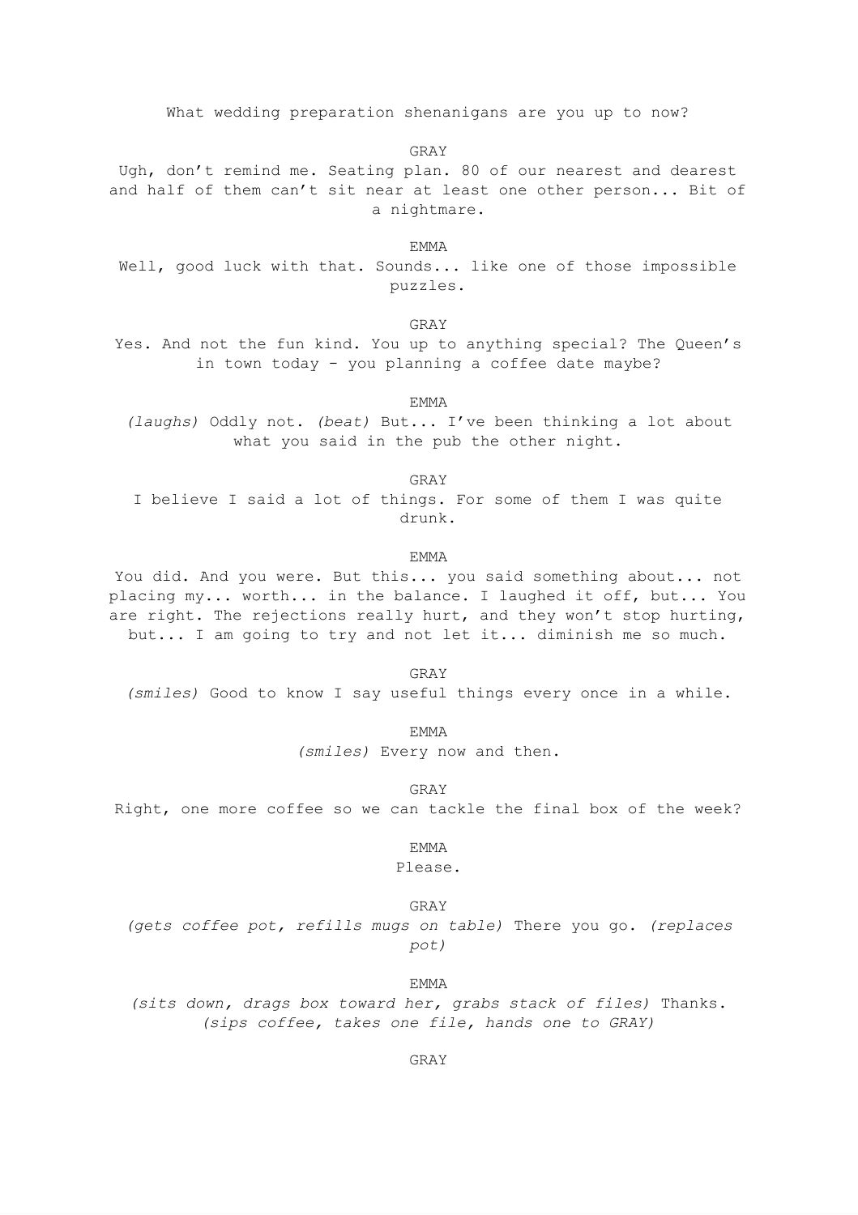What wedding preparation shenanigans are you up to now?

GRAY

Ugh, don't remind me. Seating plan. 80 of our nearest and dearest and half of them can't sit near at least one other person... Bit of a nightmare.

EMMA

Well, good luck with that. Sounds... like one of those impossible puzzles.

GRAY

Yes. And not the fun kind. You up to anything special? The Queen's in town today - you planning a coffee date maybe?

EMMA

*(laughs)* Oddly not. *(beat)* But... I've been thinking a lot about what you said in the pub the other night.

GRAY

I believe I said a lot of things. For some of them I was quite drunk.

EMMA

You did. And you were. But this... you said something about... not placing my... worth... in the balance. I laughed it off, but... You are right. The rejections really hurt, and they won't stop hurting, but... I am going to try and not let it... diminish me so much.

GRAY

*(smiles)* Good to know I say useful things every once in a while.

EMMA

*(smiles)* Every now and then.

GRAY

Right, one more coffee so we can tackle the final box of the week?

EMMA

Please.

GRAY

*(gets coffee pot, refills mugs on table)* There you go. *(replaces pot)*

EMMA

*(sits down, drags box toward her, grabs stack of files)* Thanks. *(sips coffee, takes one file, hands one to GRAY)*

GRAY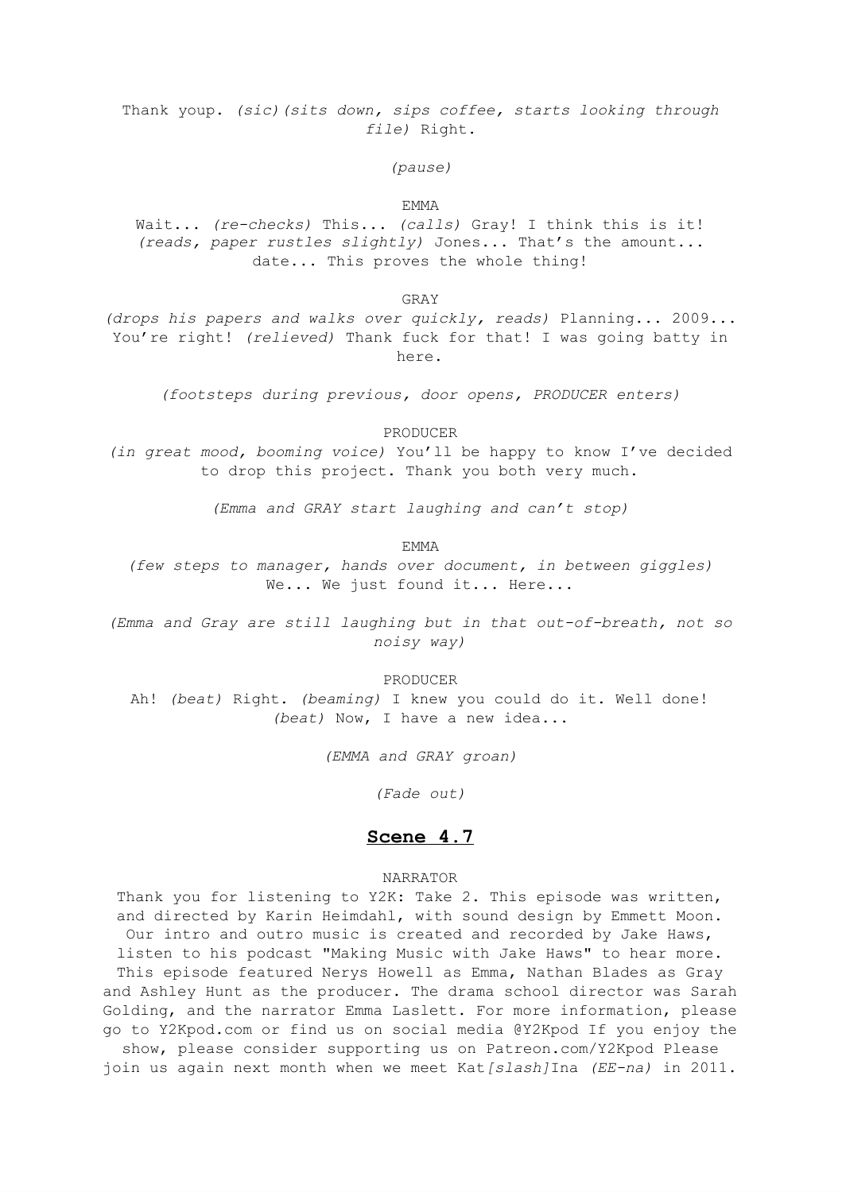Thank youp. *(sic)(sits down, sips coffee, starts looking through file)* Right.

*(pause)*

EMMA

Wait... *(re-checks)* This... *(calls)* Gray! I think this is it! *(reads, paper rustles slightly)* Jones... That's the amount... date... This proves the whole thing!

GRAY

*(drops his papers and walks over quickly, reads)* Planning... 2009... You're right! *(relieved)* Thank fuck for that! I was going batty in here.

*(footsteps during previous, door opens, PRODUCER enters)*

PRODUCER

*(in great mood, booming voice)* You'll be happy to know I've decided to drop this project. Thank you both very much.

*(Emma and GRAY start laughing and can't stop)*

EMMA

*(few steps to manager, hands over document, in between giggles)* We... We just found it... Here...

*(Emma and Gray are still laughing but in that out-of-breath, not so noisy way)*

PRODUCER

Ah! *(beat)* Right. *(beaming)* I knew you could do it. Well done! *(beat)* Now, I have a new idea...

*(EMMA and GRAY groan)*

*(Fade out)*

## Scene 4.7

NARRATOR

Thank you for listening to Y2K: Take 2. This episode was written, and directed by Karin Heimdahl, with sound design by Emmett Moon. Our intro and outro music is created and recorded by Jake Haws, listen to his podcast "Making Music with Jake Haws" to hear more. This episode featured Nerys Howell as Emma, Nathan Blades as Gray and Ashley Hunt as the producer. The drama school director was Sarah Golding, and the narrator Emma Laslett. For more information, please go to Y2Kpod.com or find us on social media @Y2Kpod If you enjoy the show, please consider supporting us on Patreon.com/Y2Kpod Please join us again next month when we meet Kat*[slash]*Ina *(EE-na)* in 2011.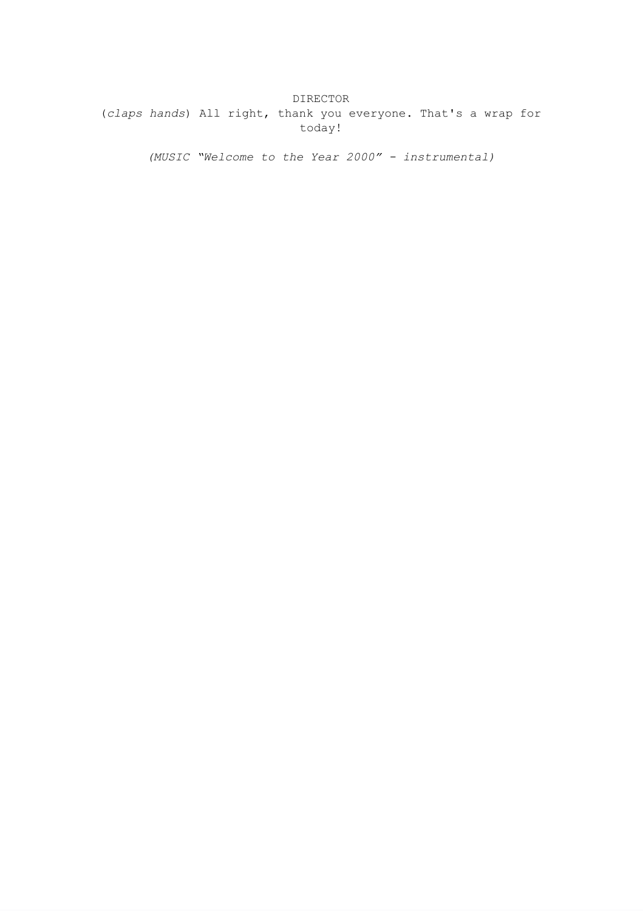DIRECTOR

(*claps hands*) All right, thank you everyone. That's a wrap for today!

*(MUSIC "Welcome to the Year 2000" - instrumental)*